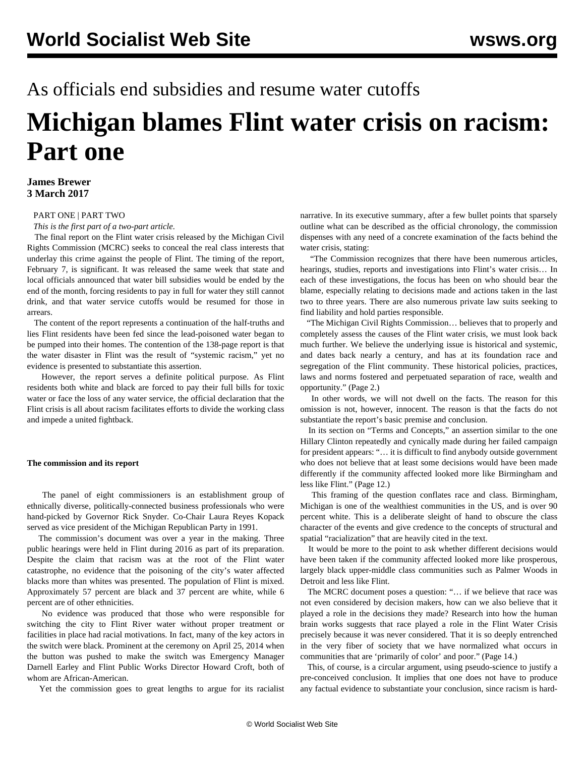As officials end subsidies and resume water cutoffs

# Michigan blames Flint water crisis on racism: Part one

**James Brewer**
**3 March 2017**

PART ONE | PART TWO

*This is the first part of a two-part article.*

The final report on the Flint water crisis released by the Michigan Civil Rights Commission (MCRC) seeks to conceal the real class interests that underlay this crime against the people of Flint. The timing of the report, February 7, is significant. It was released the same week that state and local officials announced that water bill subsidies would be ended by the end of the month, forcing residents to pay in full for water they still cannot drink, and that water service cutoffs would be resumed for those in arrears.

The content of the report represents a continuation of the half-truths and lies Flint residents have been fed since the lead-poisoned water began to be pumped into their homes. The contention of the 138-page report is that the water disaster in Flint was the result of "systemic racism," yet no evidence is presented to substantiate this assertion.

However, the report serves a definite political purpose. As Flint residents both white and black are forced to pay their full bills for toxic water or face the loss of any water service, the official declaration that the Flint crisis is all about racism facilitates efforts to divide the working class and impede a united fightback.

**The commission and its report**

The panel of eight commissioners is an establishment group of ethnically diverse, politically-connected business professionals who were hand-picked by Governor Rick Snyder. Co-Chair Laura Reyes Kopack served as vice president of the Michigan Republican Party in 1991.

The commission's document was over a year in the making. Three public hearings were held in Flint during 2016 as part of its preparation. Despite the claim that racism was at the root of the Flint water catastrophe, no evidence that the poisoning of the city's water affected blacks more than whites was presented. The population of Flint is mixed. Approximately 57 percent are black and 37 percent are white, while 6 percent are of other ethnicities.

No evidence was produced that those who were responsible for switching the city to Flint River water without proper treatment or facilities in place had racial motivations. In fact, many of the key actors in the switch were black. Prominent at the ceremony on April 25, 2014 when the button was pushed to make the switch was Emergency Manager Darnell Earley and Flint Public Works Director Howard Croft, both of whom are African-American.

Yet the commission goes to great lengths to argue for its racialist narrative. In its executive summary, after a few bullet points that sparsely outline what can be described as the official chronology, the commission dispenses with any need of a concrete examination of the facts behind the water crisis, stating:

"The Commission recognizes that there have been numerous articles, hearings, studies, reports and investigations into Flint's water crisis… In each of these investigations, the focus has been on who should bear the blame, especially relating to decisions made and actions taken in the last two to three years. There are also numerous private law suits seeking to find liability and hold parties responsible.

"The Michigan Civil Rights Commission… believes that to properly and completely assess the causes of the Flint water crisis, we must look back much further. We believe the underlying issue is historical and systemic, and dates back nearly a century, and has at its foundation race and segregation of the Flint community. These historical policies, practices, laws and norms fostered and perpetuated separation of race, wealth and opportunity." (Page 2.)

In other words, we will not dwell on the facts. The reason for this omission is not, however, innocent. The reason is that the facts do not substantiate the report's basic premise and conclusion.

In its section on "Terms and Concepts," an assertion similar to the one Hillary Clinton repeatedly and cynically made during her failed campaign for president appears: "… it is difficult to find anybody outside government who does not believe that at least some decisions would have been made differently if the community affected looked more like Birmingham and less like Flint." (Page 12.)

This framing of the question conflates race and class. Birmingham, Michigan is one of the wealthiest communities in the US, and is over 90 percent white. This is a deliberate sleight of hand to obscure the class character of the events and give credence to the concepts of structural and spatial "racialization" that are heavily cited in the text.

It would be more to the point to ask whether different decisions would have been taken if the community affected looked more like prosperous, largely black upper-middle class communities such as Palmer Woods in Detroit and less like Flint.

The MCRC document poses a question: "… if we believe that race was not even considered by decision makers, how can we also believe that it played a role in the decisions they made? Research into how the human brain works suggests that race played a role in the Flint Water Crisis precisely because it was never considered. That it is so deeply entrenched in the very fiber of society that we have normalized what occurs in communities that are 'primarily of color' and poor." (Page 14.)

This, of course, is a circular argument, using pseudo-science to justify a pre-conceived conclusion. It implies that one does not have to produce any factual evidence to substantiate your conclusion, since racism is hard-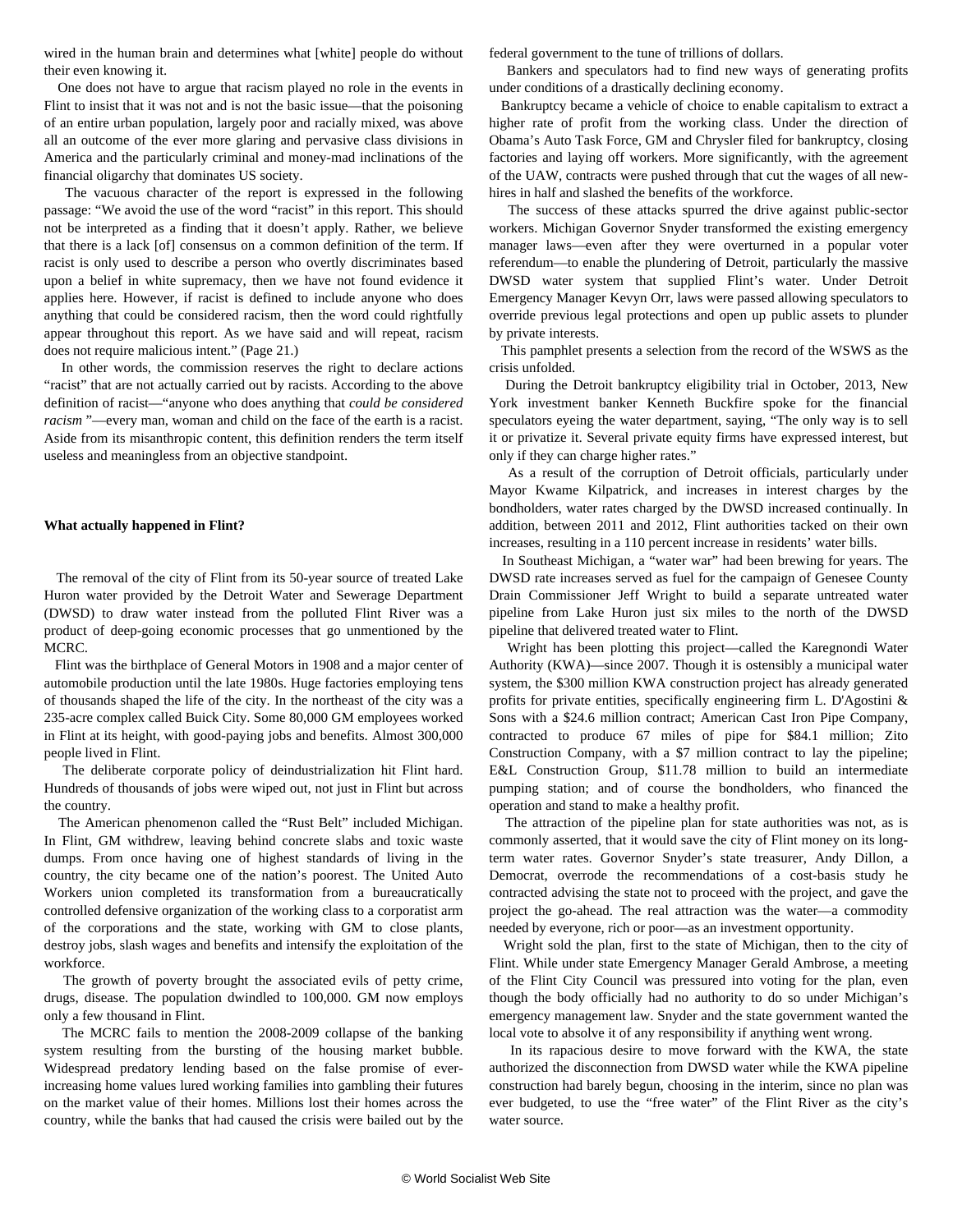wired in the human brain and determines what [white] people do without their even knowing it.

One does not have to argue that racism played no role in the events in Flint to insist that it was not and is not the basic issue—that the poisoning of an entire urban population, largely poor and racially mixed, was above all an outcome of the ever more glaring and pervasive class divisions in America and the particularly criminal and money-mad inclinations of the financial oligarchy that dominates US society.

The vacuous character of the report is expressed in the following passage: "We avoid the use of the word "racist" in this report. This should not be interpreted as a finding that it doesn't apply. Rather, we believe that there is a lack [of] consensus on a common definition of the term. If racist is only used to describe a person who overtly discriminates based upon a belief in white supremacy, then we have not found evidence it applies here. However, if racist is defined to include anyone who does anything that could be considered racism, then the word could rightfully appear throughout this report. As we have said and will repeat, racism does not require malicious intent." (Page 21.)

In other words, the commission reserves the right to declare actions "racist" that are not actually carried out by racists. According to the above definition of racist—"anyone who does anything that *could be considered racism* "—every man, woman and child on the face of the earth is a racist. Aside from its misanthropic content, this definition renders the term itself useless and meaningless from an objective standpoint.

**What actually happened in Flint?**

The removal of the city of Flint from its 50-year source of treated Lake Huron water provided by the Detroit Water and Sewerage Department (DWSD) to draw water instead from the polluted Flint River was a product of deep-going economic processes that go unmentioned by the MCRC.

Flint was the birthplace of General Motors in 1908 and a major center of automobile production until the late 1980s. Huge factories employing tens of thousands shaped the life of the city. In the northeast of the city was a 235-acre complex called Buick City. Some 80,000 GM employees worked in Flint at its height, with good-paying jobs and benefits. Almost 300,000 people lived in Flint.

The deliberate corporate policy of deindustrialization hit Flint hard. Hundreds of thousands of jobs were wiped out, not just in Flint but across the country.

The American phenomenon called the "Rust Belt" included Michigan. In Flint, GM withdrew, leaving behind concrete slabs and toxic waste dumps. From once having one of highest standards of living in the country, the city became one of the nation's poorest. The United Auto Workers union completed its transformation from a bureaucratically controlled defensive organization of the working class to a corporatist arm of the corporations and the state, working with GM to close plants, destroy jobs, slash wages and benefits and intensify the exploitation of the workforce.

The growth of poverty brought the associated evils of petty crime, drugs, disease. The population dwindled to 100,000. GM now employs only a few thousand in Flint.

The MCRC fails to mention the 2008-2009 collapse of the banking system resulting from the bursting of the housing market bubble. Widespread predatory lending based on the false promise of ever-increasing home values lured working families into gambling their futures on the market value of their homes. Millions lost their homes across the country, while the banks that had caused the crisis were bailed out by the federal government to the tune of trillions of dollars.

Bankers and speculators had to find new ways of generating profits under conditions of a drastically declining economy.

Bankruptcy became a vehicle of choice to enable capitalism to extract a higher rate of profit from the working class. Under the direction of Obama's Auto Task Force, GM and Chrysler filed for bankruptcy, closing factories and laying off workers. More significantly, with the agreement of the UAW, contracts were pushed through that cut the wages of all new-hires in half and slashed the benefits of the workforce.

The success of these attacks spurred the drive against public-sector workers. Michigan Governor Snyder transformed the existing emergency manager laws—even after they were overturned in a popular voter referendum—to enable the plundering of Detroit, particularly the massive DWSD water system that supplied Flint's water. Under Detroit Emergency Manager Kevyn Orr, laws were passed allowing speculators to override previous legal protections and open up public assets to plunder by private interests.

This pamphlet presents a selection from the record of the WSWS as the crisis unfolded.

During the Detroit bankruptcy eligibility trial in October, 2013, New York investment banker Kenneth Buckfire spoke for the financial speculators eyeing the water department, saying, "The only way is to sell it or privatize it. Several private equity firms have expressed interest, but only if they can charge higher rates."

As a result of the corruption of Detroit officials, particularly under Mayor Kwame Kilpatrick, and increases in interest charges by the bondholders, water rates charged by the DWSD increased continually. In addition, between 2011 and 2012, Flint authorities tacked on their own increases, resulting in a 110 percent increase in residents' water bills.

In Southeast Michigan, a "water war" had been brewing for years. The DWSD rate increases served as fuel for the campaign of Genesee County Drain Commissioner Jeff Wright to build a separate untreated water pipeline from Lake Huron just six miles to the north of the DWSD pipeline that delivered treated water to Flint.

Wright has been plotting this project—called the Karegnondi Water Authority (KWA)—since 2007. Though it is ostensibly a municipal water system, the $300 million KWA construction project has already generated profits for private entities, specifically engineering firm L. D'Agostini & Sons with a $24.6 million contract; American Cast Iron Pipe Company, contracted to produce 67 miles of pipe for $84.1 million; Zito Construction Company, with a $7 million contract to lay the pipeline; E&L Construction Group, $11.78 million to build an intermediate pumping station; and of course the bondholders, who financed the operation and stand to make a healthy profit.

The attraction of the pipeline plan for state authorities was not, as is commonly asserted, that it would save the city of Flint money on its long-term water rates. Governor Snyder's state treasurer, Andy Dillon, a Democrat, overrode the recommendations of a cost-basis study he contracted advising the state not to proceed with the project, and gave the project the go-ahead. The real attraction was the water—a commodity needed by everyone, rich or poor—as an investment opportunity.

Wright sold the plan, first to the state of Michigan, then to the city of Flint. While under state Emergency Manager Gerald Ambrose, a meeting of the Flint City Council was pressured into voting for the plan, even though the body officially had no authority to do so under Michigan's emergency management law. Snyder and the state government wanted the local vote to absolve it of any responsibility if anything went wrong.

In its rapacious desire to move forward with the KWA, the state authorized the disconnection from DWSD water while the KWA pipeline construction had barely begun, choosing in the interim, since no plan was ever budgeted, to use the "free water" of the Flint River as the city's water source.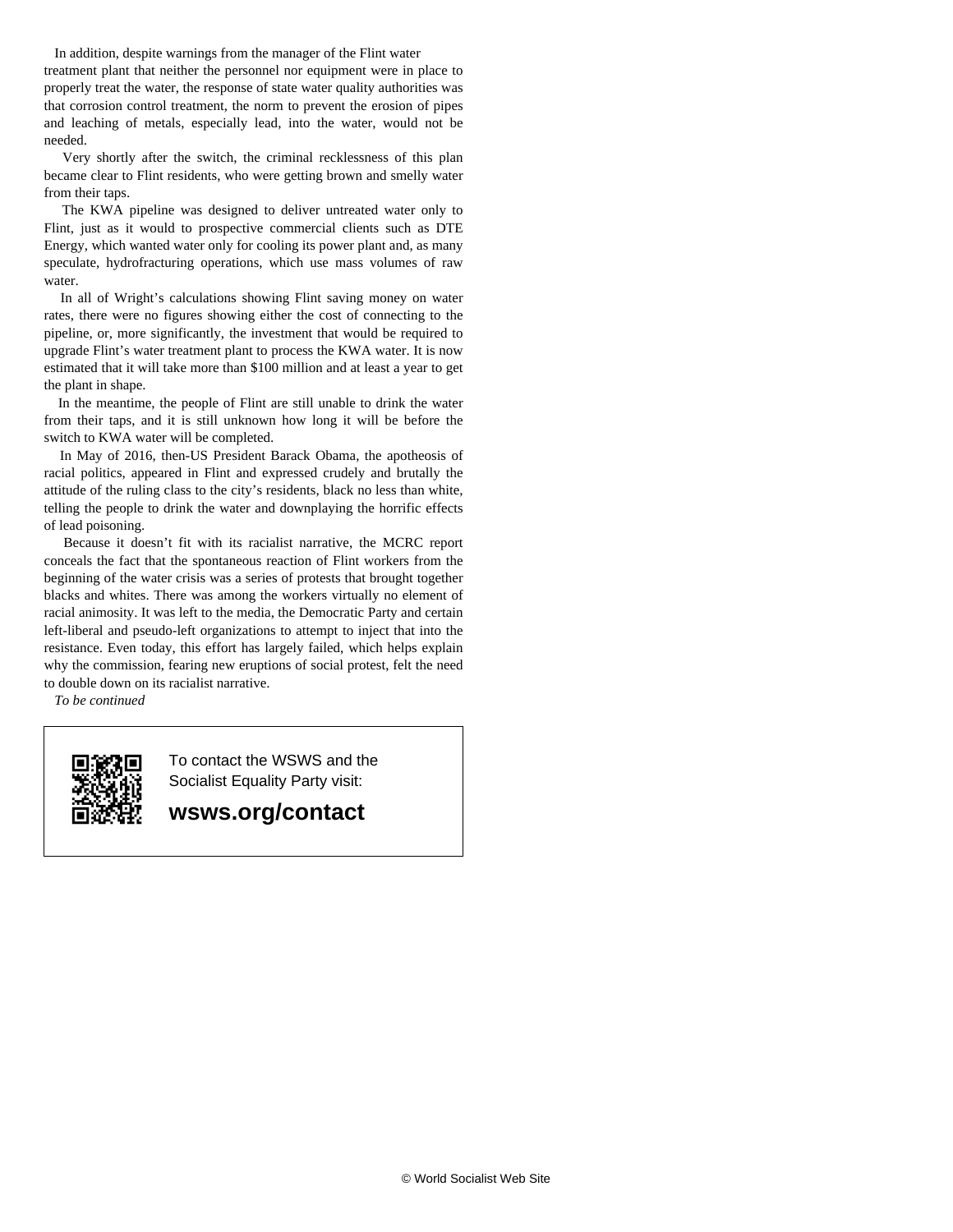In addition, despite warnings from the manager of the Flint water treatment plant that neither the personnel nor equipment were in place to properly treat the water, the response of state water quality authorities was that corrosion control treatment, the norm to prevent the erosion of pipes and leaching of metals, especially lead, into the water, would not be needed.

Very shortly after the switch, the criminal recklessness of this plan became clear to Flint residents, who were getting brown and smelly water from their taps.

The KWA pipeline was designed to deliver untreated water only to Flint, just as it would to prospective commercial clients such as DTE Energy, which wanted water only for cooling its power plant and, as many speculate, hydrofracturing operations, which use mass volumes of raw water.

In all of Wright's calculations showing Flint saving money on water rates, there were no figures showing either the cost of connecting to the pipeline, or, more significantly, the investment that would be required to upgrade Flint's water treatment plant to process the KWA water. It is now estimated that it will take more than $100 million and at least a year to get the plant in shape.

In the meantime, the people of Flint are still unable to drink the water from their taps, and it is still unknown how long it will be before the switch to KWA water will be completed.

In May of 2016, then-US President Barack Obama, the apotheosis of racial politics, appeared in Flint and expressed crudely and brutally the attitude of the ruling class to the city's residents, black no less than white, telling the people to drink the water and downplaying the horrific effects of lead poisoning.

Because it doesn't fit with its racialist narrative, the MCRC report conceals the fact that the spontaneous reaction of Flint workers from the beginning of the water crisis was a series of protests that brought together blacks and whites. There was among the workers virtually no element of racial animosity. It was left to the media, the Democratic Party and certain left-liberal and pseudo-left organizations to attempt to inject that into the resistance. Even today, this effort has largely failed, which helps explain why the commission, fearing new eruptions of social protest, felt the need to double down on its racialist narrative.

*To be continued*

To contact the WSWS and the Socialist Equality Party visit:

**wsws.org/contact**